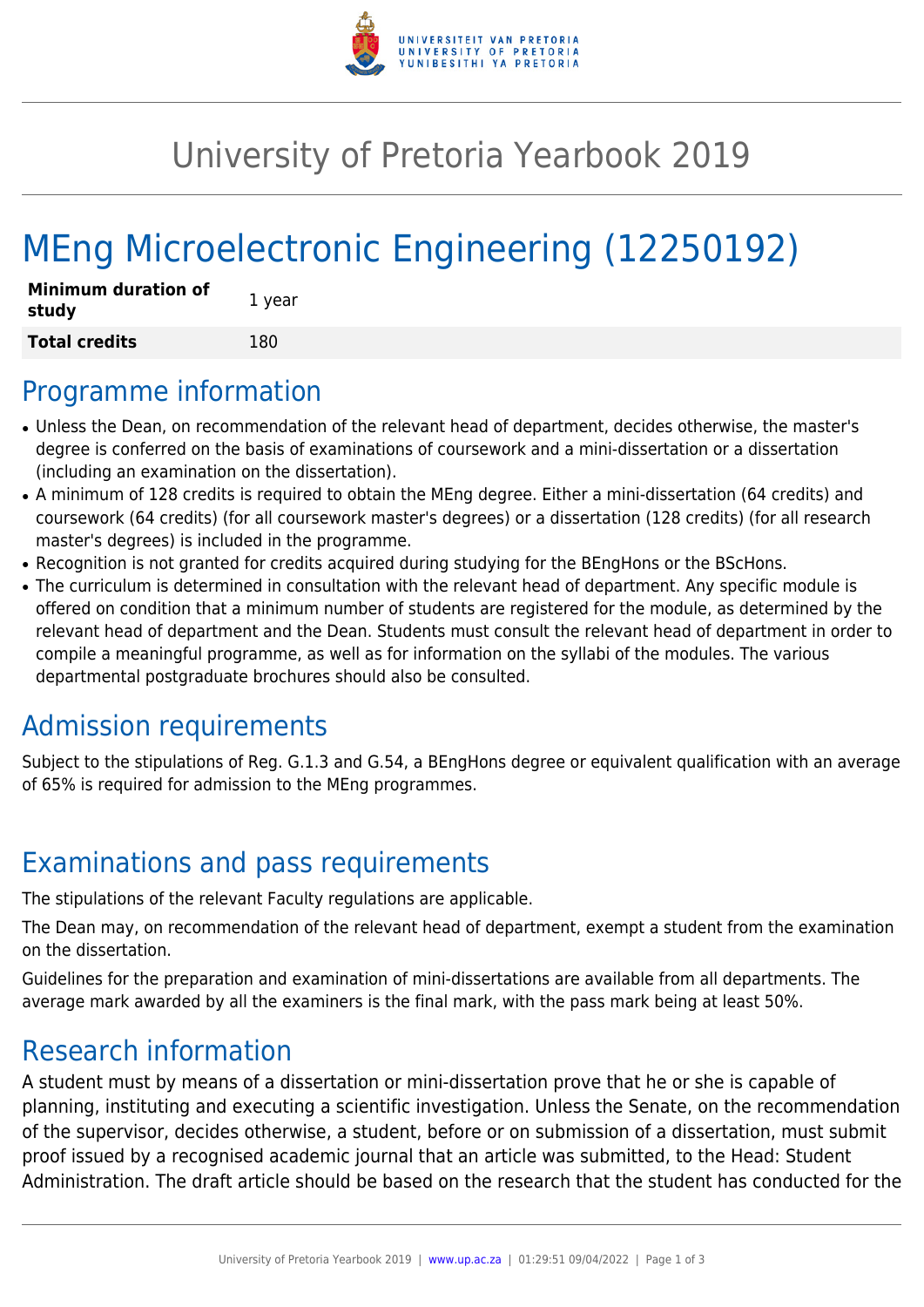# University of Pretoria Yearbook 2019

# MEng Microelectronic Engineering (12250192)

| **Minimum duration of study** | 1 year |
| --- | --- |
| **Total credits** | 180 |

## Programme information

- Unless the Dean, on recommendation of the relevant head of department, decides otherwise, the master's degree is conferred on the basis of examinations of coursework and a mini-dissertation or a dissertation (including an examination on the dissertation).
- A minimum of 128 credits is required to obtain the MEng degree. Either a mini-dissertation (64 credits) and coursework (64 credits) (for all coursework master's degrees) or a dissertation (128 credits) (for all research master's degrees) is included in the programme.
- Recognition is not granted for credits acquired during studying for the BEngHons or the BScHons.
- The curriculum is determined in consultation with the relevant head of department. Any specific module is offered on condition that a minimum number of students are registered for the module, as determined by the relevant head of department and the Dean. Students must consult the relevant head of department in order to compile a meaningful programme, as well as for information on the syllabi of the modules. The various departmental postgraduate brochures should also be consulted.

## Admission requirements

Subject to the stipulations of Reg. G.1.3 and G.54, a BEngHons degree or equivalent qualification with an average of 65% is required for admission to the MEng programmes.

## Examinations and pass requirements

The stipulations of the relevant Faculty regulations are applicable.

The Dean may, on recommendation of the relevant head of department, exempt a student from the examination on the dissertation.

Guidelines for the preparation and examination of mini-dissertations are available from all departments. The average mark awarded by all the examiners is the final mark, with the pass mark being at least 50%.

## Research information

A student must by means of a dissertation or mini-dissertation prove that he or she is capable of planning, instituting and executing a scientific investigation. Unless the Senate, on the recommendation of the supervisor, decides otherwise, a student, before or on submission of a dissertation, must submit proof issued by a recognised academic journal that an article was submitted, to the Head: Student Administration. The draft article should be based on the research that the student has conducted for the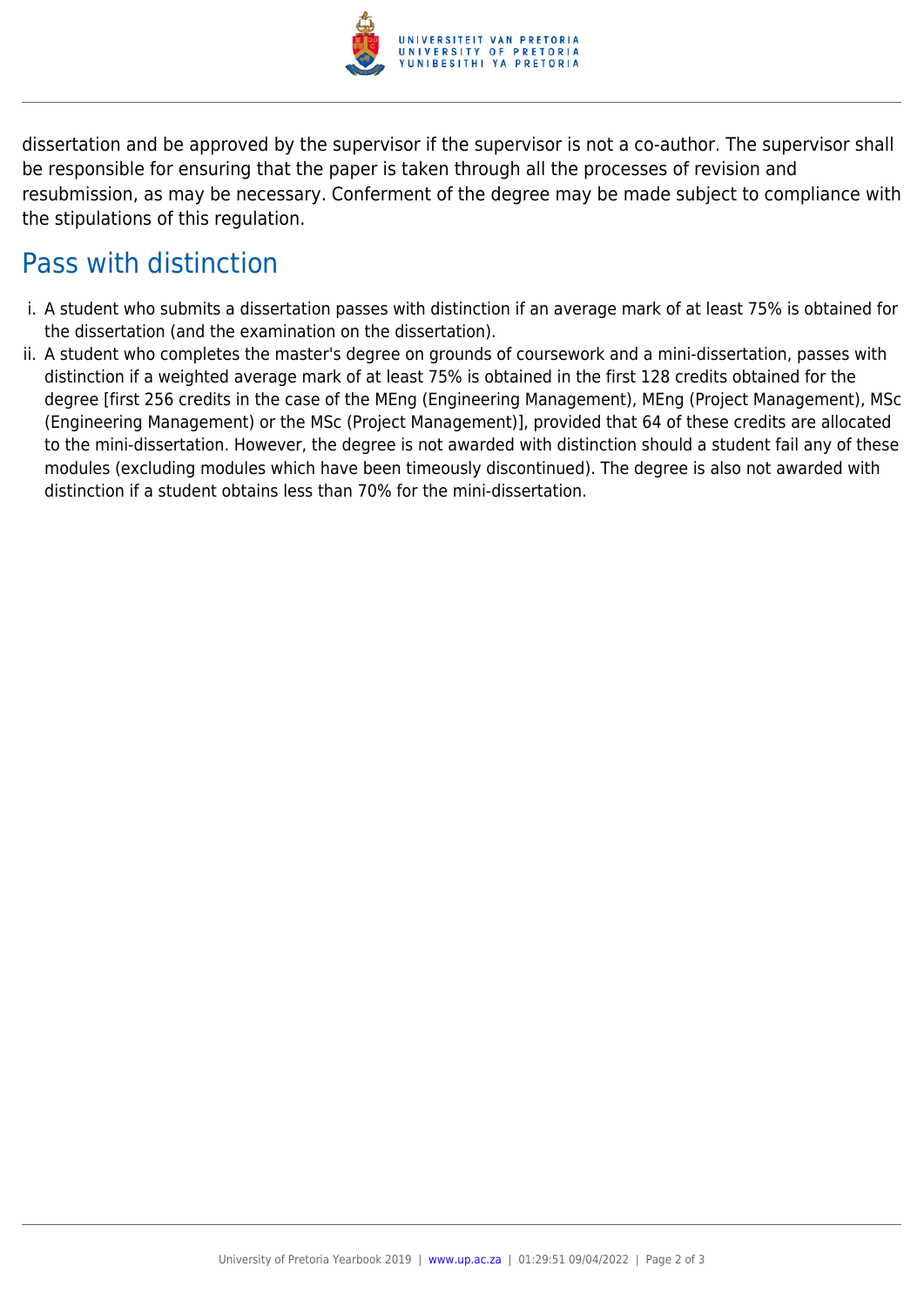dissertation and be approved by the supervisor if the supervisor is not a co-author. The supervisor shall be responsible for ensuring that the paper is taken through all the processes of revision and resubmission, as may be necessary. Conferment of the degree may be made subject to compliance with the stipulations of this regulation.

## Pass with distinction

i. A student who submits a dissertation passes with distinction if an average mark of at least 75% is obtained for the dissertation (and the examination on the dissertation).
ii. A student who completes the master's degree on grounds of coursework and a mini-dissertation, passes with distinction if a weighted average mark of at least 75% is obtained in the first 128 credits obtained for the degree [first 256 credits in the case of the MEng (Engineering Management), MEng (Project Management), MSc (Engineering Management) or the MSc (Project Management)], provided that 64 of these credits are allocated to the mini-dissertation. However, the degree is not awarded with distinction should a student fail any of these modules (excluding modules which have been timeously discontinued). The degree is also not awarded with distinction if a student obtains less than 70% for the mini-dissertation.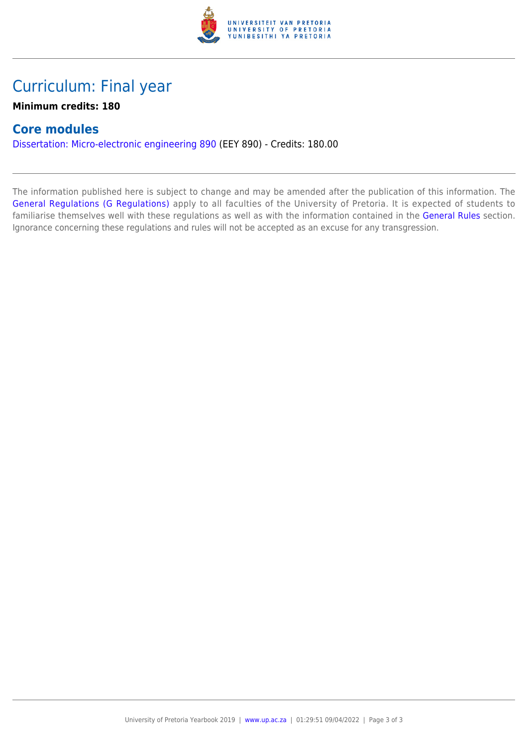## Curriculum: Final year

**Minimum credits: 180**

### Core modules

Dissertation: Micro-electronic engineering 890 (EEY 890) - Credits: 180.00

The information published here is subject to change and may be amended after the publication of this information. The General Regulations (G Regulations) apply to all faculties of the University of Pretoria. It is expected of students to familiarise themselves well with these regulations as well as with the information contained in the General Rules section. Ignorance concerning these regulations and rules will not be accepted as an excuse for any transgression.